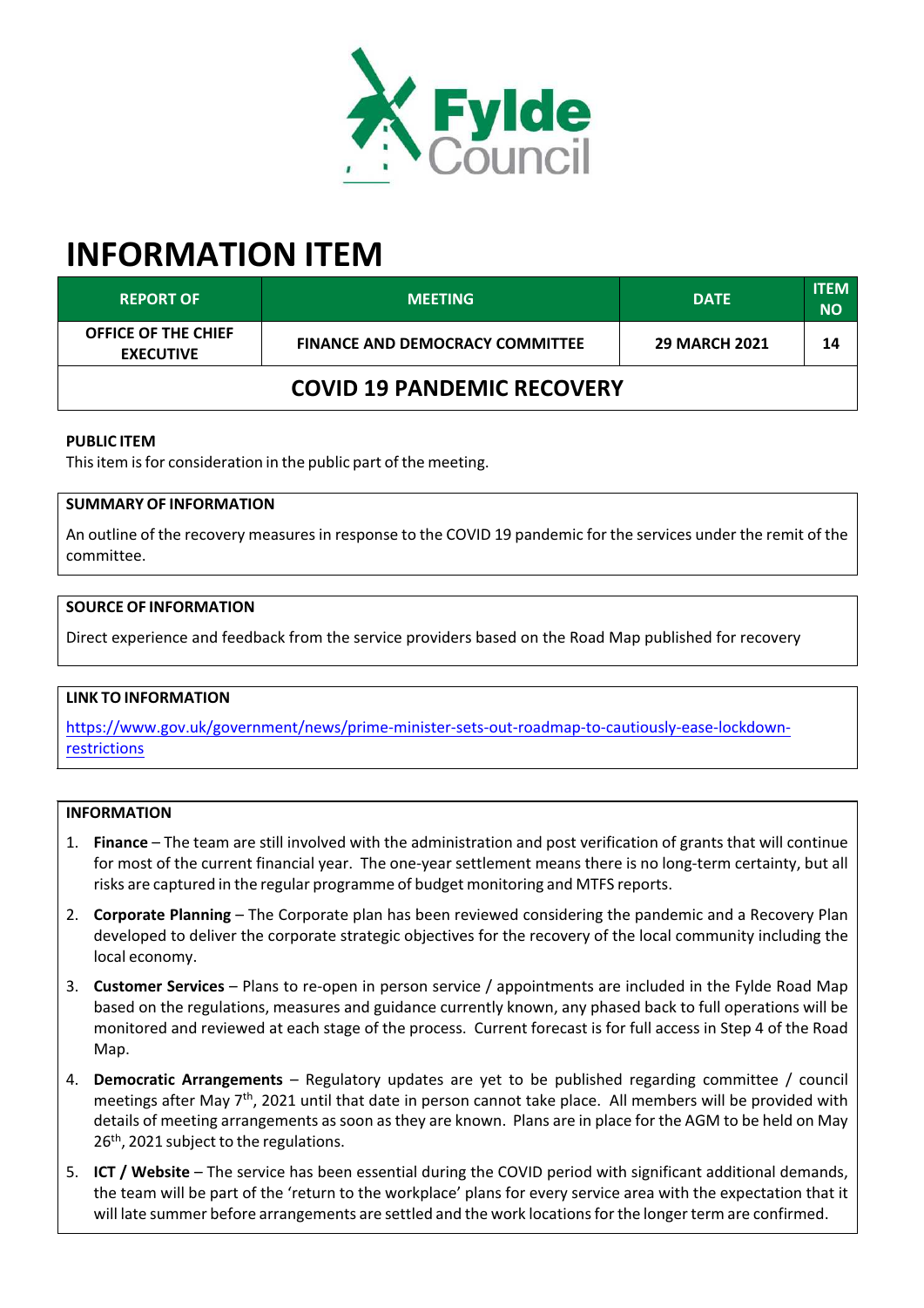Fylde Council

# INFORMATION ITEM

| REPORT OF | MEETING | DATE | ITEM NO |
|---|---|---|---|
| OFFICE OF THE CHIEF EXECUTIVE | FINANCE AND DEMOCRACY COMMITTEE | 29 MARCH 2021 | 14 |

## COVID 19 PANDEMIC RECOVERY

**PUBLIC ITEM**

This item is for consideration in the public part of the meeting.

**SUMMARY OF INFORMATION**

An outline of the recovery measures in response to the COVID 19 pandemic for the services under the remit of the committee.

**SOURCE OF INFORMATION**

Direct experience and feedback from the service providers based on the Road Map published for recovery

**LINK TO INFORMATION**

https://www.gov.uk/government/news/prime-minister-sets-out-roadmap-to-cautiously-ease-lockdown-restrictions

**INFORMATION**

1. **Finance** – The team are still involved with the administration and post verification of grants that will continue for most of the current financial year. The one-year settlement means there is no long-term certainty, but all risks are captured in the regular programme of budget monitoring and MTFS reports.
2. **Corporate Planning** – The Corporate plan has been reviewed considering the pandemic and a Recovery Plan developed to deliver the corporate strategic objectives for the recovery of the local community including the local economy.
3. **Customer Services** – Plans to re-open in person service / appointments are included in the Fylde Road Map based on the regulations, measures and guidance currently known, any phased back to full operations will be monitored and reviewed at each stage of the process. Current forecast is for full access in Step 4 of the Road Map.
4. **Democratic Arrangements** – Regulatory updates are yet to be published regarding committee / council meetings after May 7th, 2021 until that date in person cannot take place. All members will be provided with details of meeting arrangements as soon as they are known. Plans are in place for the AGM to be held on May 26th, 2021 subject to the regulations.
5. **ICT / Website** – The service has been essential during the COVID period with significant additional demands, the team will be part of the 'return to the workplace' plans for every service area with the expectation that it will late summer before arrangements are settled and the work locations for the longer term are confirmed.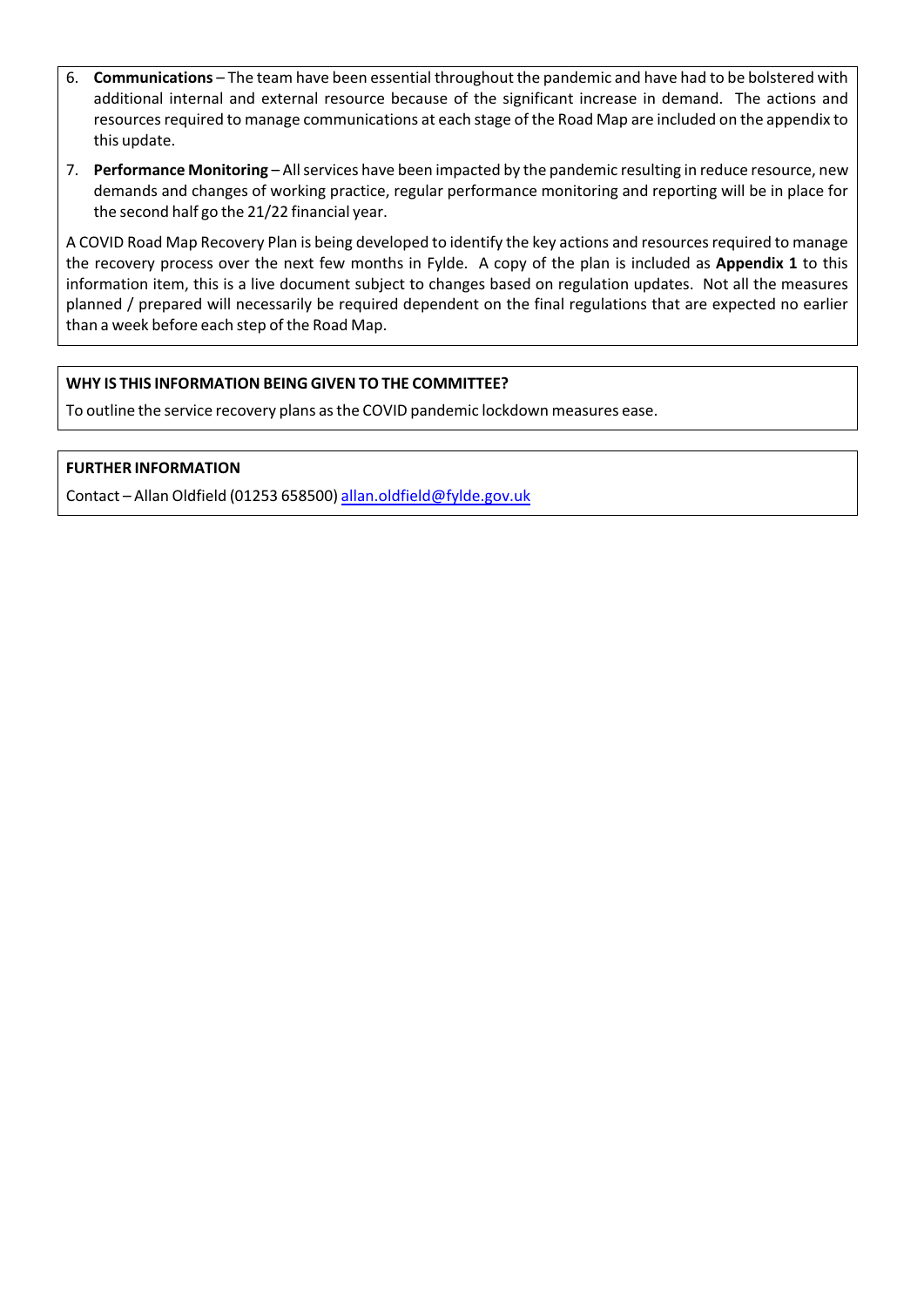6. **Communications** – The team have been essential throughout the pandemic and have had to be bolstered with additional internal and external resource because of the significant increase in demand. The actions and resources required to manage communications at each stage of the Road Map are included on the appendix to this update.
7. **Performance Monitoring** – All services have been impacted by the pandemic resulting in reduce resource, new demands and changes of working practice, regular performance monitoring and reporting will be in place for the second half go the 21/22 financial year.

A COVID Road Map Recovery Plan is being developed to identify the key actions and resources required to manage the recovery process over the next few months in Fylde. A copy of the plan is included as **Appendix 1** to this information item, this is a live document subject to changes based on regulation updates. Not all the measures planned / prepared will necessarily be required dependent on the final regulations that are expected no earlier than a week before each step of the Road Map.

**WHY IS THIS INFORMATION BEING GIVEN TO THE COMMITTEE?**

To outline the service recovery plans as the COVID pandemic lockdown measures ease.

**FURTHER INFORMATION**

Contact – Allan Oldfield (01253 658500) allan.oldfield@fylde.gov.uk